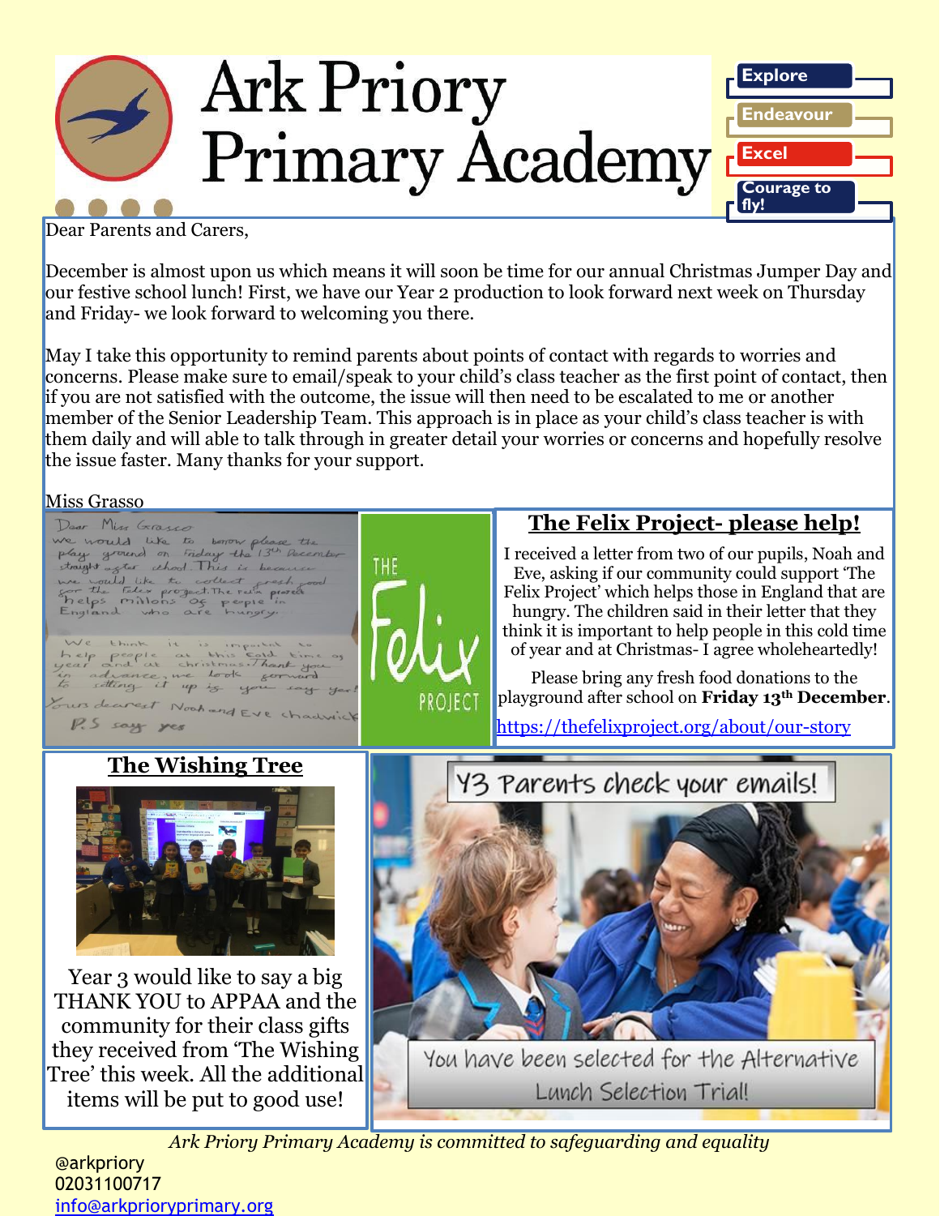# Ark Priory Primary Academy

Explore
Endeavour
Excel
Courage to fly!

Dear Parents and Carers,

December is almost upon us which means it will soon be time for our annual Christmas Jumper Day and our festive school lunch! First, we have our Year 2 production to look forward next week on Thursday and Friday- we look forward to welcoming you there.

May I take this opportunity to remind parents about points of contact with regards to worries and concerns. Please make sure to email/speak to your child's class teacher as the first point of contact, then if you are not satisfied with the outcome, the issue will then need to be escalated to me or another member of the Senior Leadership Team. This approach is in place as your child's class teacher is with them daily and will able to talk through in greater detail your worries or concerns and hopefully resolve the issue faster. Many thanks for your support.

Miss Grasso

## The Felix Project- please help!

I received a letter from two of our pupils, Noah and Eve, asking if our community could support 'The Felix Project' which helps those in England that are hungry. The children said in their letter that they think it is important to help people in this cold time of year and at Christmas- I agree wholeheartedly!

Please bring any fresh food donations to the playground after school on **Friday 13th December**.

https://thefelixproject.org/about/our-story

## The Wishing Tree

Year 3 would like to say a big THANK YOU to APPAA and the community for their class gifts they received from 'The Wishing Tree' this week. All the additional items will be put to good use!

Y3 Parents check your emails!

You have been selected for the Alternative Lunch Selection Trial!

*Ark Priory Primary Academy is committed to safeguarding and equality*

@arkpriory
02031100717
info@arkprioryprimary.org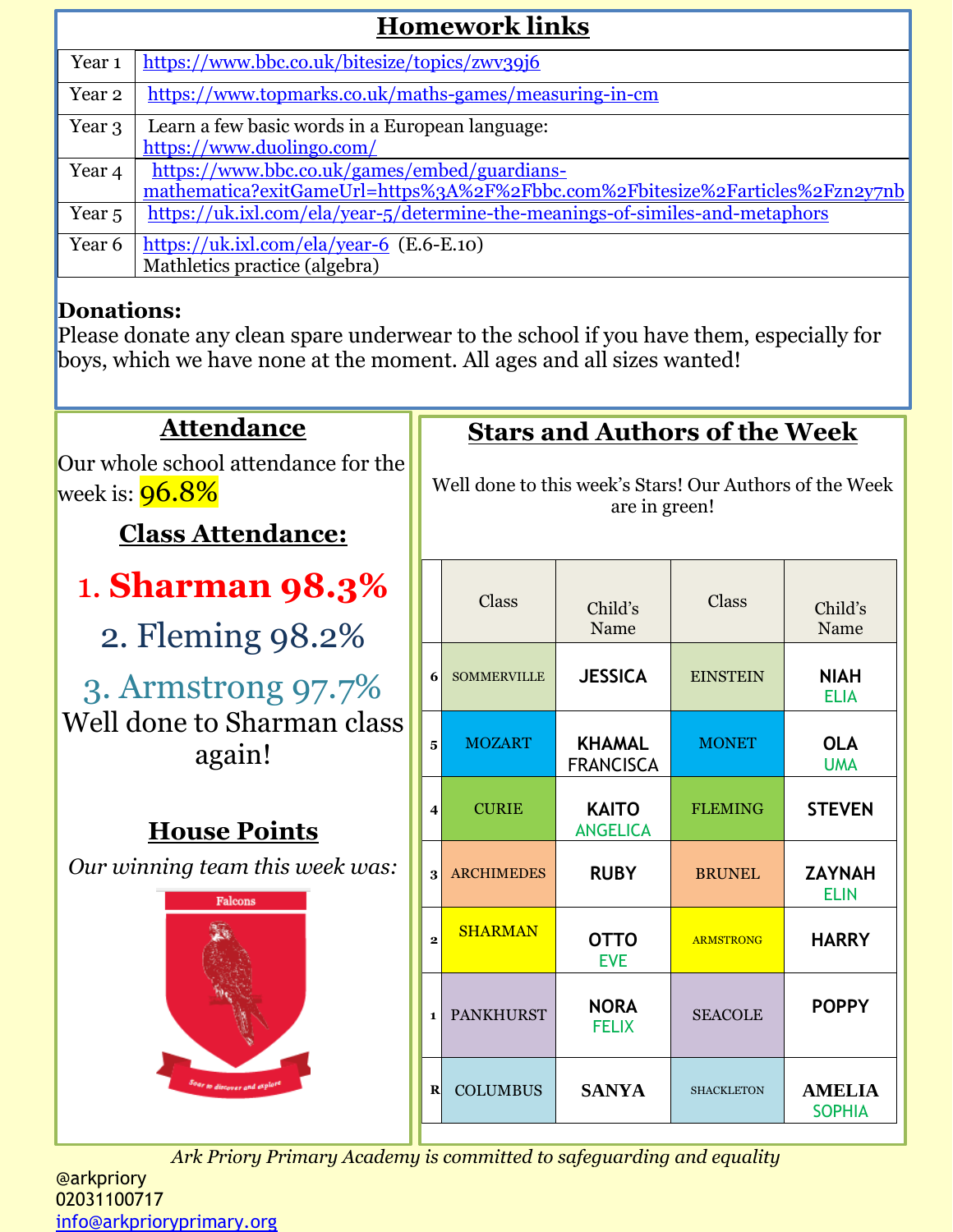## Homework links

| Year | Link |
|---|---|
| Year 1 | https://www.bbc.co.uk/bitesize/topics/zwv39j6 |
| Year 2 | https://www.topmarks.co.uk/maths-games/measuring-in-cm |
| Year 3 | Learn a few basic words in a European language: https://www.duolingo.com/ |
| Year 4 | https://www.bbc.co.uk/games/embed/guardians-mathematica?exitGameUrl=https%3A%2F%2Fbbc.com%2Fbitesize%2Farticles%2Fzn2y7nb |
| Year 5 | https://uk.ixl.com/ela/year-5/determine-the-meanings-of-similes-and-metaphors |
| Year 6 | https://uk.ixl.com/ela/year-6 (E.6-E.10) Mathletics practice (algebra) |

**Donations:**
Please donate any clean spare underwear to the school if you have them, especially for boys, which we have none at the moment. All ages and all sizes wanted!

## Attendance

Our whole school attendance for the week is: **96.8%**

### Class Attendance:

1. **Sharman 98.3%**
2. Fleming 98.2%
3. Armstrong 97.7%

Well done to Sharman class again!

### House Points

*Our winning team this week was:*

Falcons

## Stars and Authors of the Week

Well done to this week's Stars! Our Authors of the Week are in green!

| | Class | Child's Name | Class | Child's Name |
|---|---|---|---|---|
| 6 | SOMMERVILLE | JESSICA | EINSTEIN | NIAH, ELIA (green) |
| 5 | MOZART | KHAMAL, FRANCISCA | MONET | OLA, UMA (green) |
| 4 | CURIE | KAITO, ANGELICA (green) | FLEMING | STEVEN |
| 3 | ARCHIMEDES | RUBY | BRUNEL | ZAYNAH, ELIN (green) |
| 2 | SHARMAN | OTTO, EVE (green) | ARMSTRONG | HARRY |
| 1 | PANKHURST | NORA, FELIX (green) | SEACOLE | POPPY |
| R | COLUMBUS | SANYA | SHACKLETON | AMELIA, SOPHIA (green) |

*Ark Priory Primary Academy is committed to safeguarding and equality*

@arkpriory
02031100717
info@arkprioryprimary.org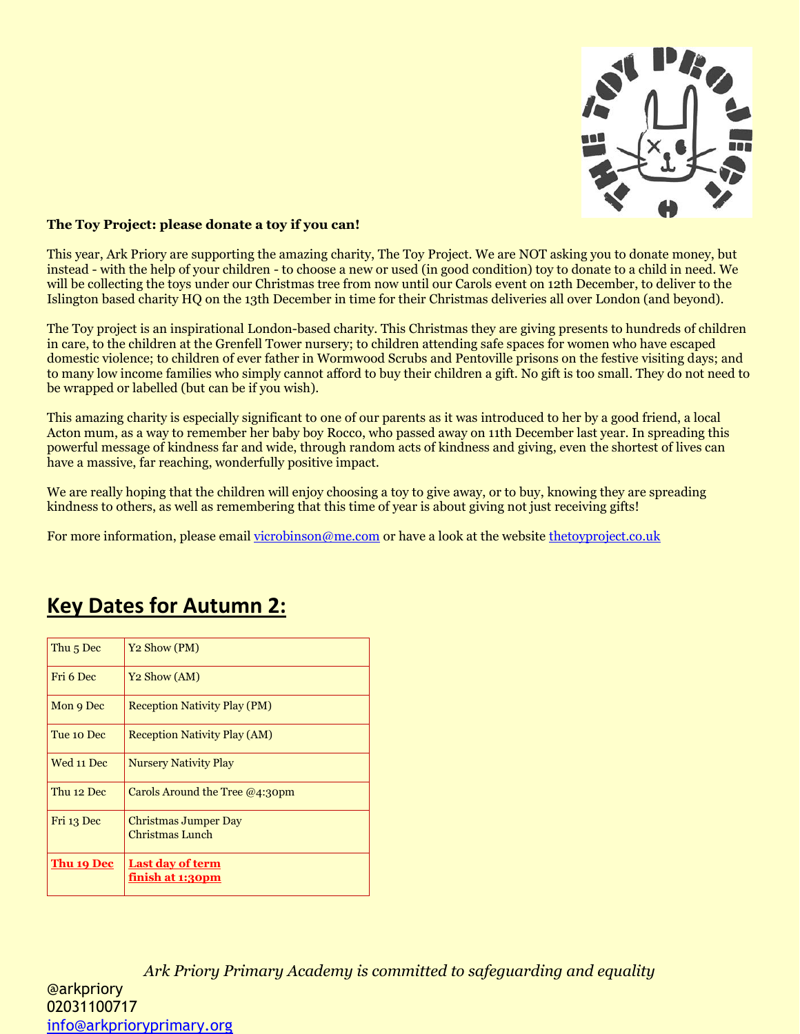**The Toy Project: please donate a toy if you can!**

This year, Ark Priory are supporting the amazing charity, The Toy Project. We are NOT asking you to donate money, but instead - with the help of your children - to choose a new or used (in good condition) toy to donate to a child in need. We will be collecting the toys under our Christmas tree from now until our Carols event on 12th December, to deliver to the Islington based charity HQ on the 13th December in time for their Christmas deliveries all over London (and beyond).

The Toy project is an inspirational London-based charity. This Christmas they are giving presents to hundreds of children in care, to the children at the Grenfell Tower nursery; to children attending safe spaces for women who have escaped domestic violence; to children of ever father in Wormwood Scrubs and Pentoville prisons on the festive visiting days; and to many low income families who simply cannot afford to buy their children a gift. No gift is too small. They do not need to be wrapped or labelled (but can be if you wish).

This amazing charity is especially significant to one of our parents as it was introduced to her by a good friend, a local Acton mum, as a way to remember her baby boy Rocco, who passed away on 11th December last year. In spreading this powerful message of kindness far and wide, through random acts of kindness and giving, even the shortest of lives can have a massive, far reaching, wonderfully positive impact.

We are really hoping that the children will enjoy choosing a toy to give away, or to buy, knowing they are spreading kindness to others, as well as remembering that this time of year is about giving not just receiving gifts!

For more information, please email [vicrobinson@me.com](mailto:vicrobinson@me.com) or have a look at the website [thetoyproject.co.uk](http://thetoyproject.co.uk)

## Key Dates for Autumn 2:

| | |
|---|---|
| Thu 5 Dec | Y2 Show (PM) |
| Fri 6 Dec | Y2 Show (AM) |
| Mon 9 Dec | Reception Nativity Play (PM) |
| Tue 10 Dec | Reception Nativity Play (AM) |
| Wed 11 Dec | Nursery Nativity Play |
| Thu 12 Dec | Carols Around the Tree @4:30pm |
| Fri 13 Dec | Christmas Jumper Day<br>Christmas Lunch |
| **Thu 19 Dec** | **Last day of term<br>finish at 1:30pm** |

*Ark Priory Primary Academy is committed to safeguarding and equality*

@arkpriory
02031100717
[info@arkprioryprimary.org](mailto:info@arkprioryprimary.org)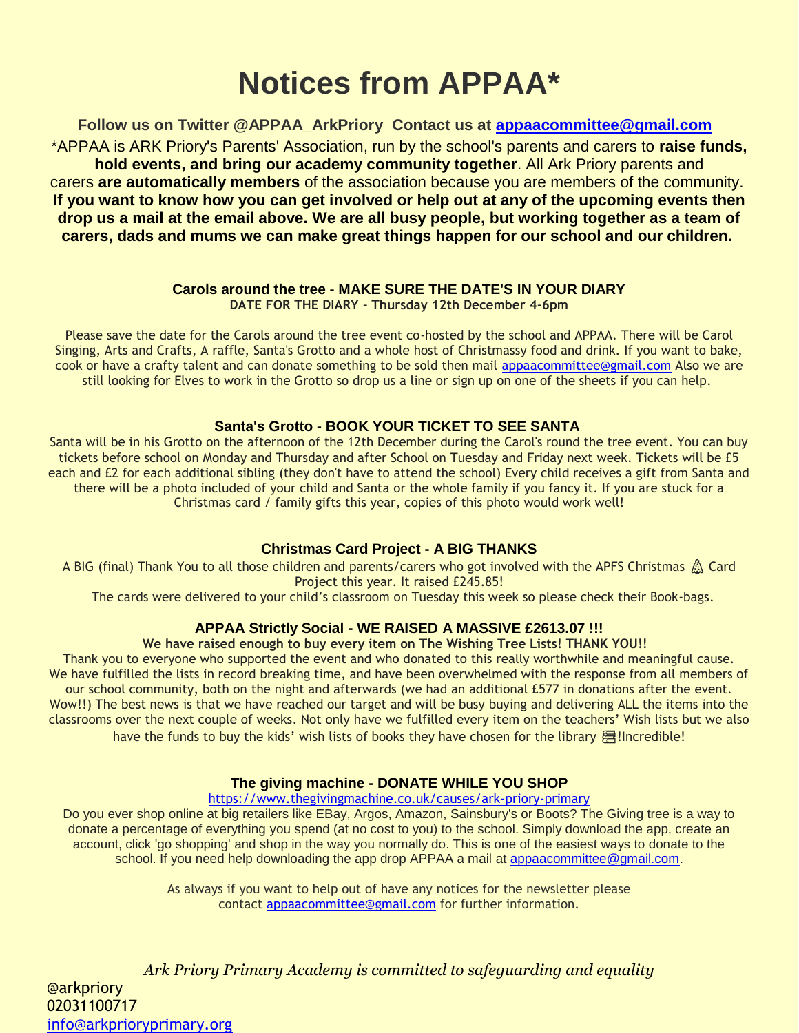# Notices from APPAA*

**Follow us on Twitter @APPAA_ArkPriory  Contact us at appaacommittee@gmail.com**

*APPAA is ARK Priory's Parents' Association, run by the school's parents and carers to **raise funds, hold events, and bring our academy community together**. All Ark Priory parents and carers **are automatically members** of the association because you are members of the community. **If you want to know how you can get involved or help out at any of the upcoming events then drop us a mail at the email above. We are all busy people, but working together as a team of carers, dads and mums we can make great things happen for our school and our children.**

### Carols around the tree - MAKE SURE THE DATE'S IN YOUR DIARY

**DATE FOR THE DIARY - Thursday 12th December 4-6pm**

Please save the date for the Carols around the tree event co-hosted by the school and APPAA. There will be Carol Singing, Arts and Crafts, A raffle, Santa's Grotto and a whole host of Christmassy food and drink. If you want to bake, cook or have a crafty talent and can donate something to be sold then mail appaacommittee@gmail.com Also we are still looking for Elves to work in the Grotto so drop us a line or sign up on one of the sheets if you can help.

### Santa's Grotto - BOOK YOUR TICKET TO SEE SANTA

Santa will be in his Grotto on the afternoon of the 12th December during the Carol's round the tree event. You can buy tickets before school on Monday and Thursday and after School on Tuesday and Friday next week. Tickets will be £5 each and £2 for each additional sibling (they don't have to attend the school) Every child receives a gift from Santa and there will be a photo included of your child and Santa or the whole family if you fancy it. If you are stuck for a Christmas card / family gifts this year, copies of this photo would work well!

### Christmas Card Project - A BIG THANKS

A BIG (final) Thank You to all those children and parents/carers who got involved with the APFS Christmas 🎄 Card Project this year. It raised £245.85!

The cards were delivered to your child's classroom on Tuesday this week so please check their Book-bags.

### APPAA Strictly Social - WE RAISED A MASSIVE £2613.07 !!!

**We have raised enough to buy every item on The Wishing Tree Lists! THANK YOU!!**

Thank you to everyone who supported the event and who donated to this really worthwhile and meaningful cause. We have fulfilled the lists in record breaking time, and have been overwhelmed with the response from all members of our school community, both on the night and afterwards (we had an additional £577 in donations after the event. Wow!!) The best news is that we have reached our target and will be busy buying and delivering ALL the items into the classrooms over the next couple of weeks. Not only have we fulfilled every item on the teachers' Wish lists but we also have the funds to buy the kids' wish lists of books they have chosen for the library 📚!Incredible!

### The giving machine - DONATE WHILE YOU SHOP

https://www.thegivingmachine.co.uk/causes/ark-priory-primary

Do you ever shop online at big retailers like EBay, Argos, Amazon, Sainsbury's or Boots? The Giving tree is a way to donate a percentage of everything you spend (at no cost to you) to the school. Simply download the app, create an account, click 'go shopping' and shop in the way you normally do. This is one of the easiest ways to donate to the school. If you need help downloading the app drop APPAA a mail at appaacommittee@gmail.com.

As always if you want to help out of have any notices for the newsletter please contact appaacommittee@gmail.com for further information.

*Ark Priory Primary Academy is committed to safeguarding and equality*

@arkpriory
02031100717
info@arkprioryprimary.org